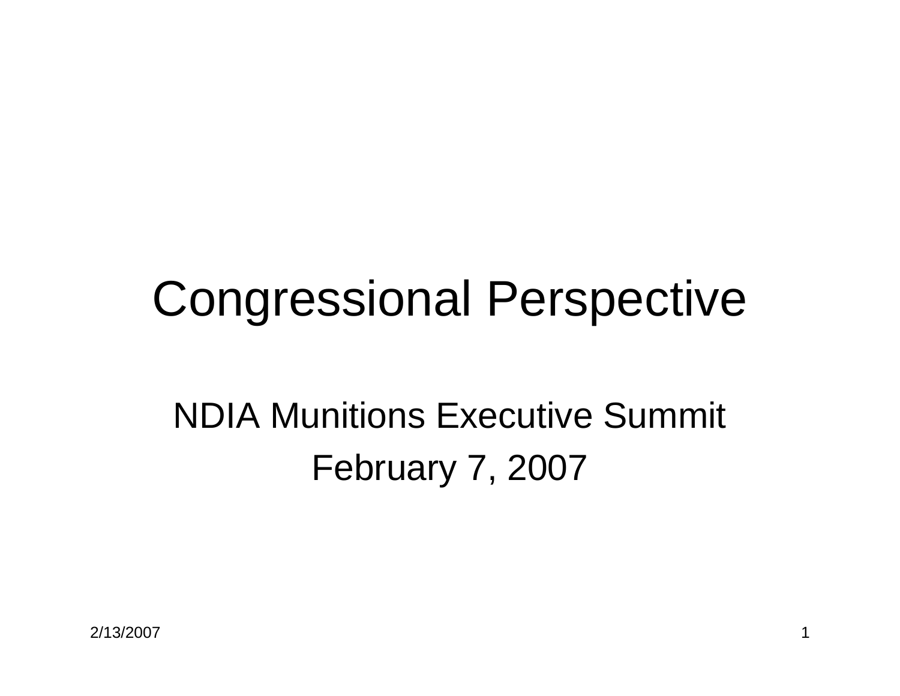# Congressional Perspective

NDIA Munitions Executive Summit

February 7, 2007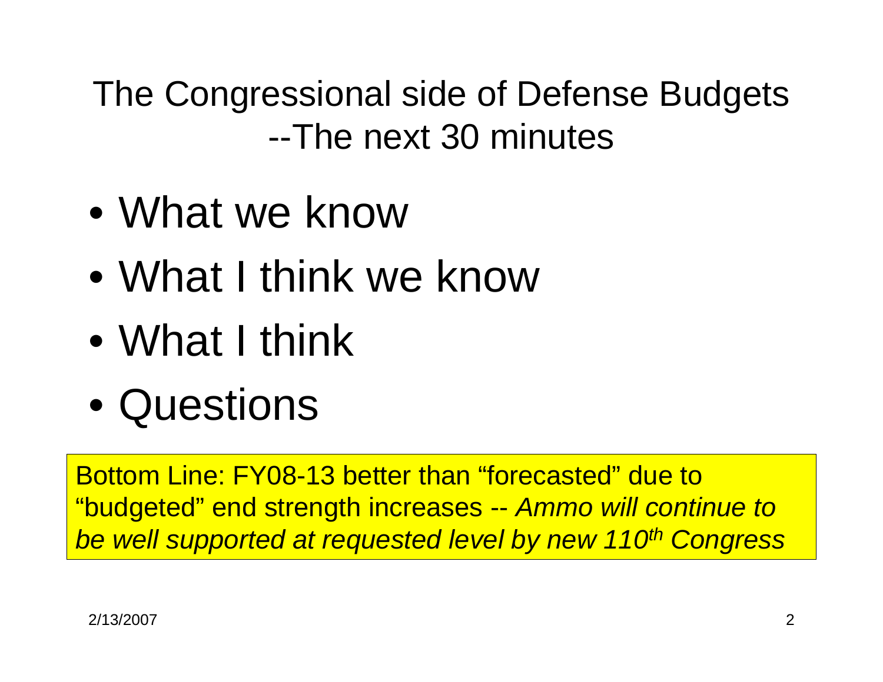# The Congressional side of Defense Budgets --The next 30 minutes

- What we know
- What I think we know
- What I think
- Questions

Bottom Line: FY08-13 better than "forecasted" due to "budgeted" end strength increases -- *Ammo will continue to be well supported at requested level by new 110th Congress*

2/13/2007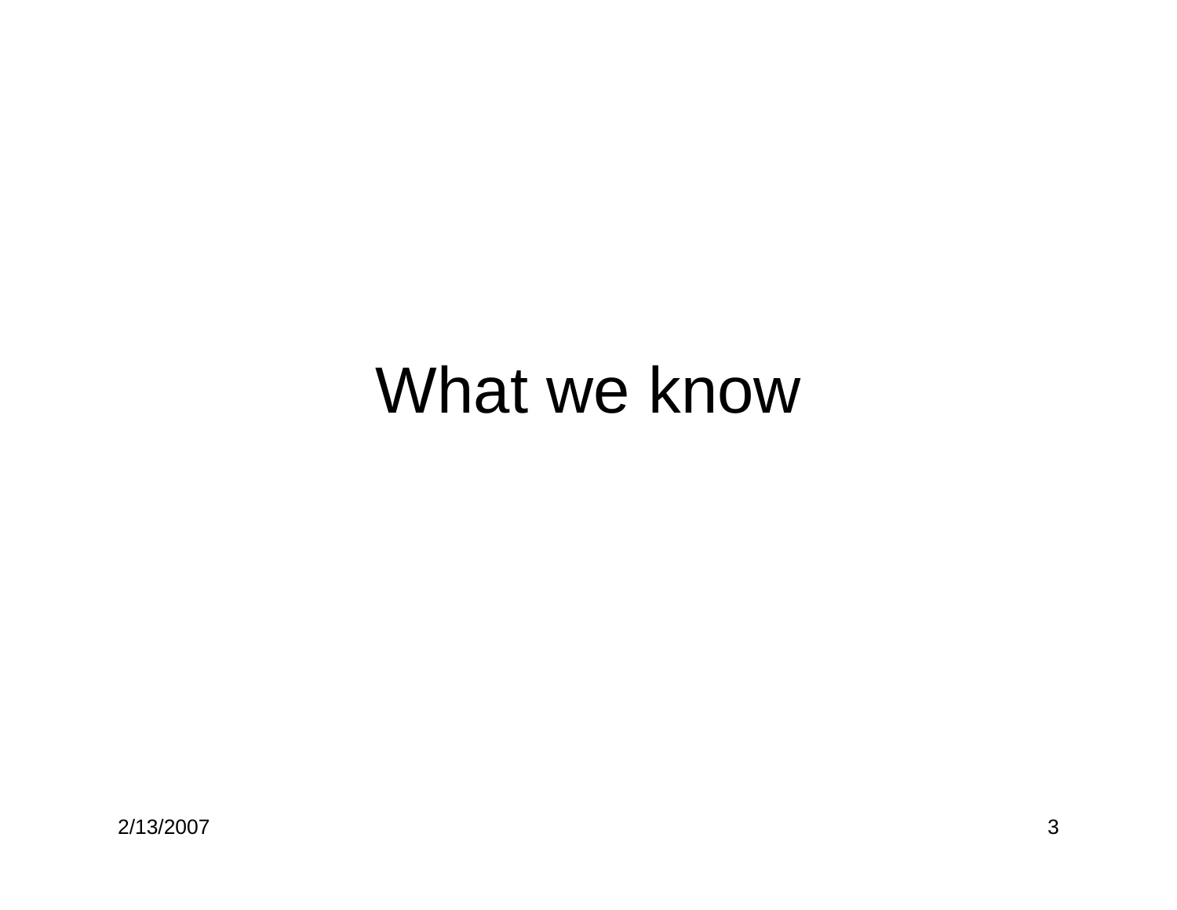# What we know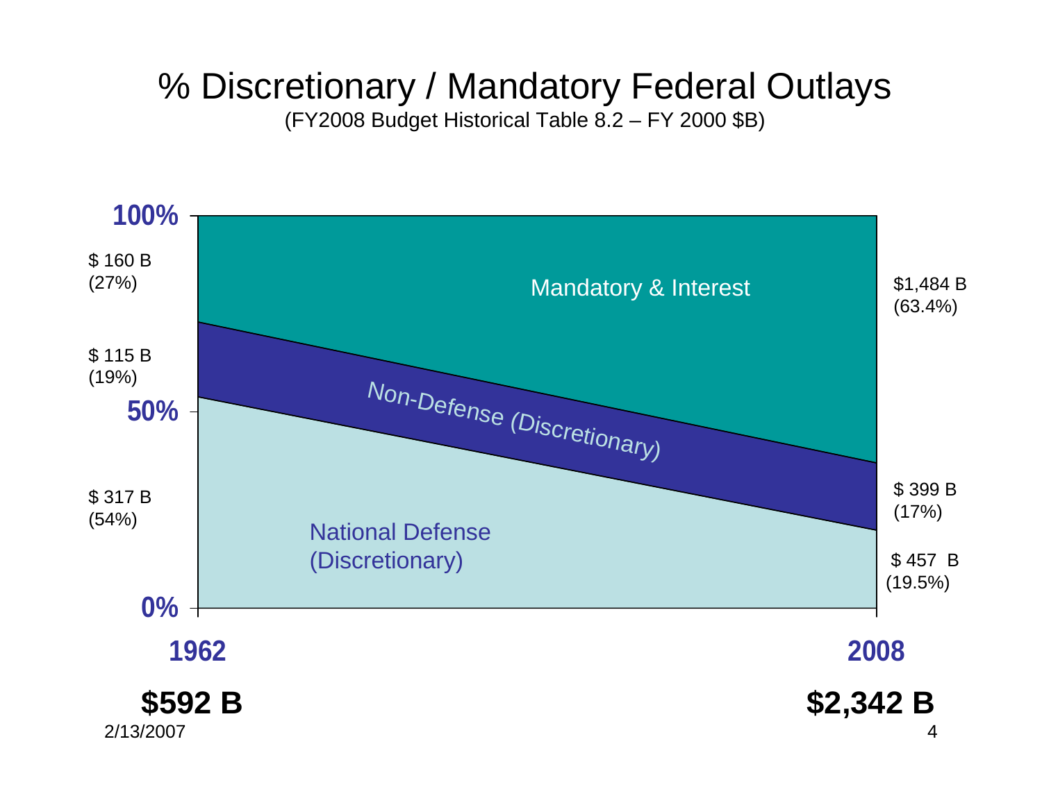# % Discretionary / Mandatory Federal Outlays

(FY2008 Budget Historical Table 8.2 – FY 2000 $B)

| Category | 1962 | 2008 |
| --- | --- | --- |
| Mandatory & Interest | $ 160 B (27%) | $1,484 B (63.4%) |
| Non-Defense (Discretionary) | $ 115 B (19%) | $ 399 B (17%) |
| National Defense (Discretionary) | $ 317 B (54%) | $ 457 B (19.5%) |
| **Total** | **$592 B** | **$2,342 B** |

2/13/2007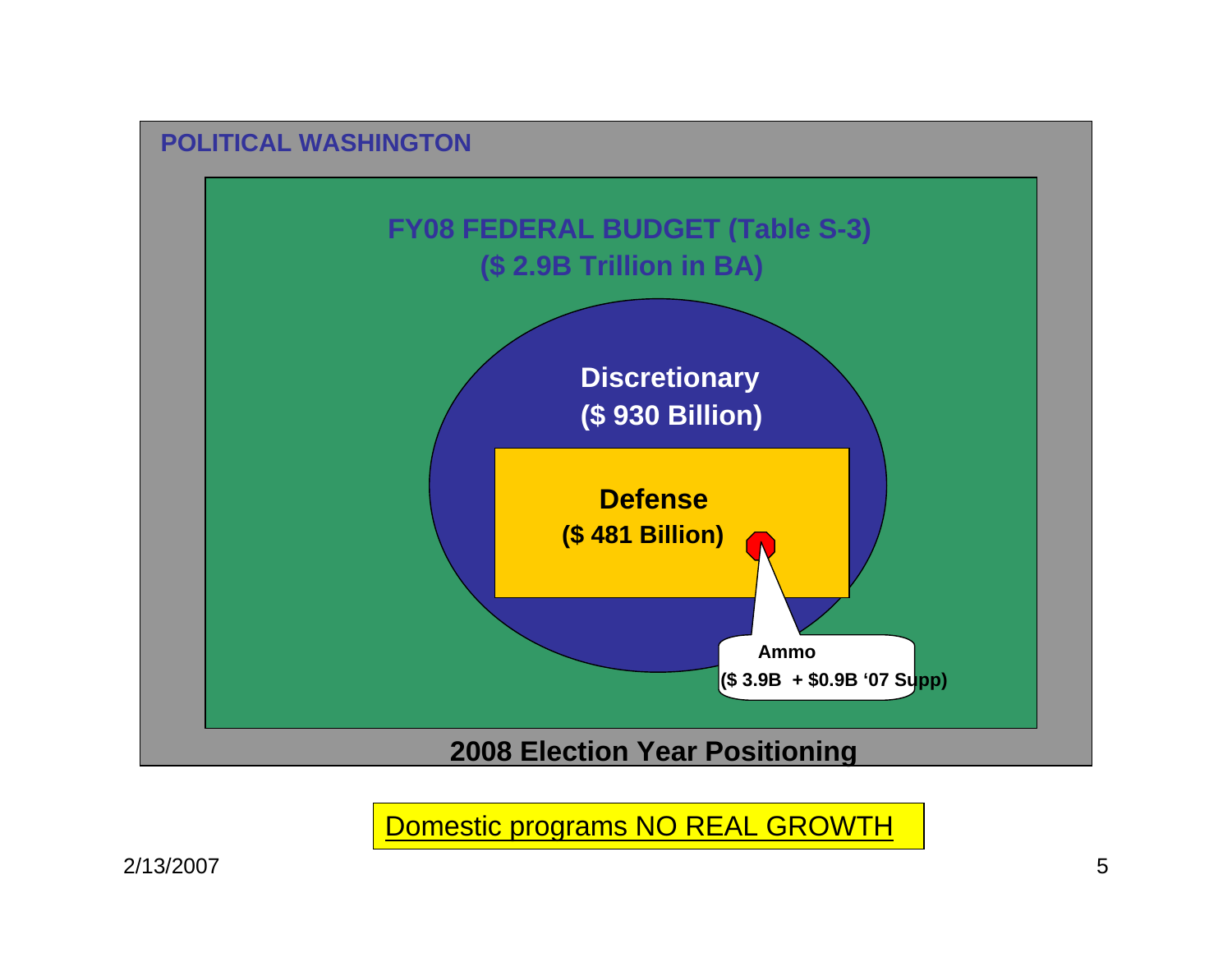**POLITICAL WASHINGTON**

**FY08 FEDERAL BUDGET (Table S-3)**
**($ 2.9B Trillion in BA)**

**Discretionary**
**($ 930 Billion)**

**Defense**
**($ 481 Billion)**

**Ammo**
**($ 3.9B + $0.9B '07 Supp)**

**2008 Election Year Positioning**

Domestic programs NO REAL GROWTH

2/13/2007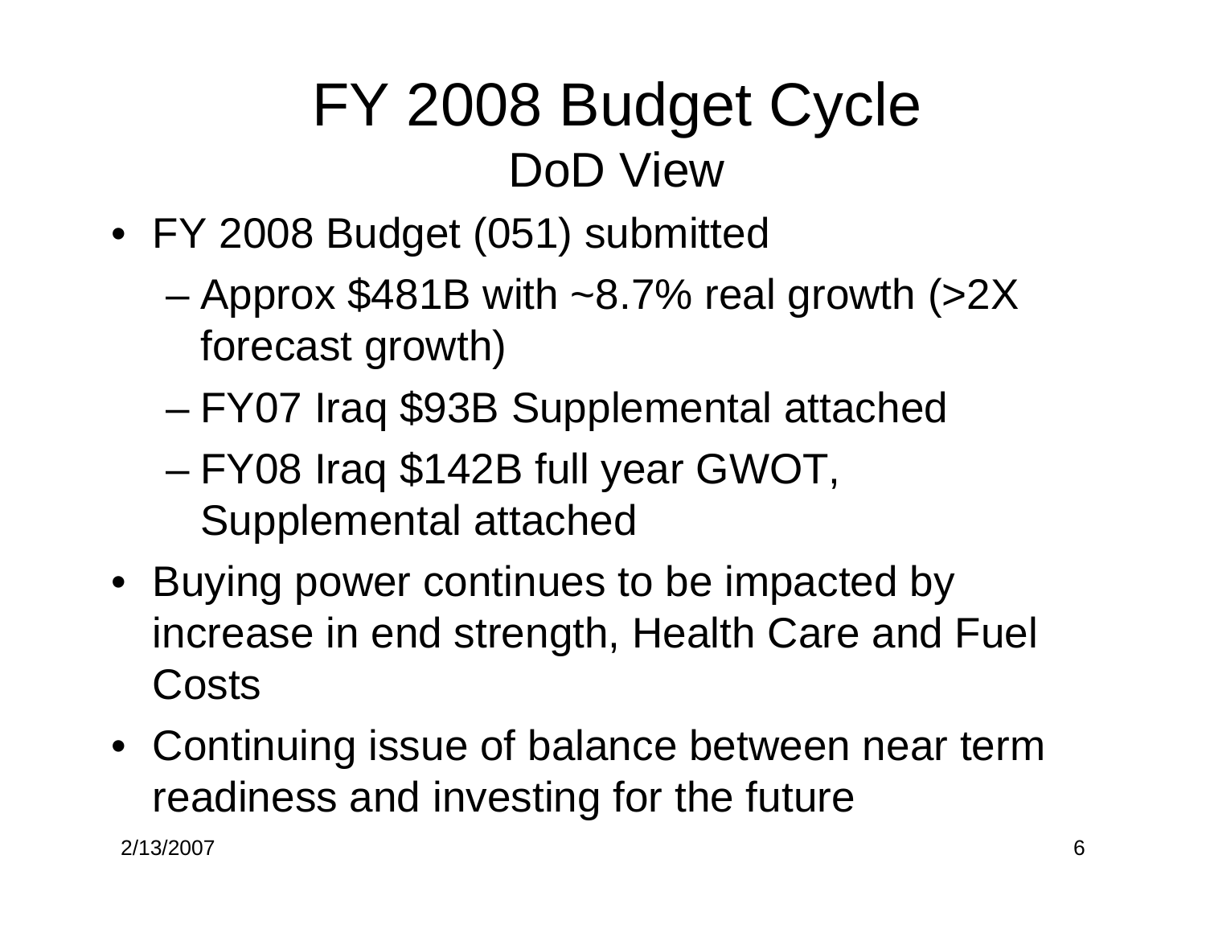# FY 2008 Budget Cycle

## DoD View

- FY 2008 Budget (051) submitted
  - Approx \$481B with ~8.7% real growth (>2X forecast growth)
  - FY07 Iraq \$93B Supplemental attached
  - FY08 Iraq \$142B full year GWOT, Supplemental attached
- Buying power continues to be impacted by increase in end strength, Health Care and Fuel Costs
- Continuing issue of balance between near term readiness and investing for the future

2/13/2007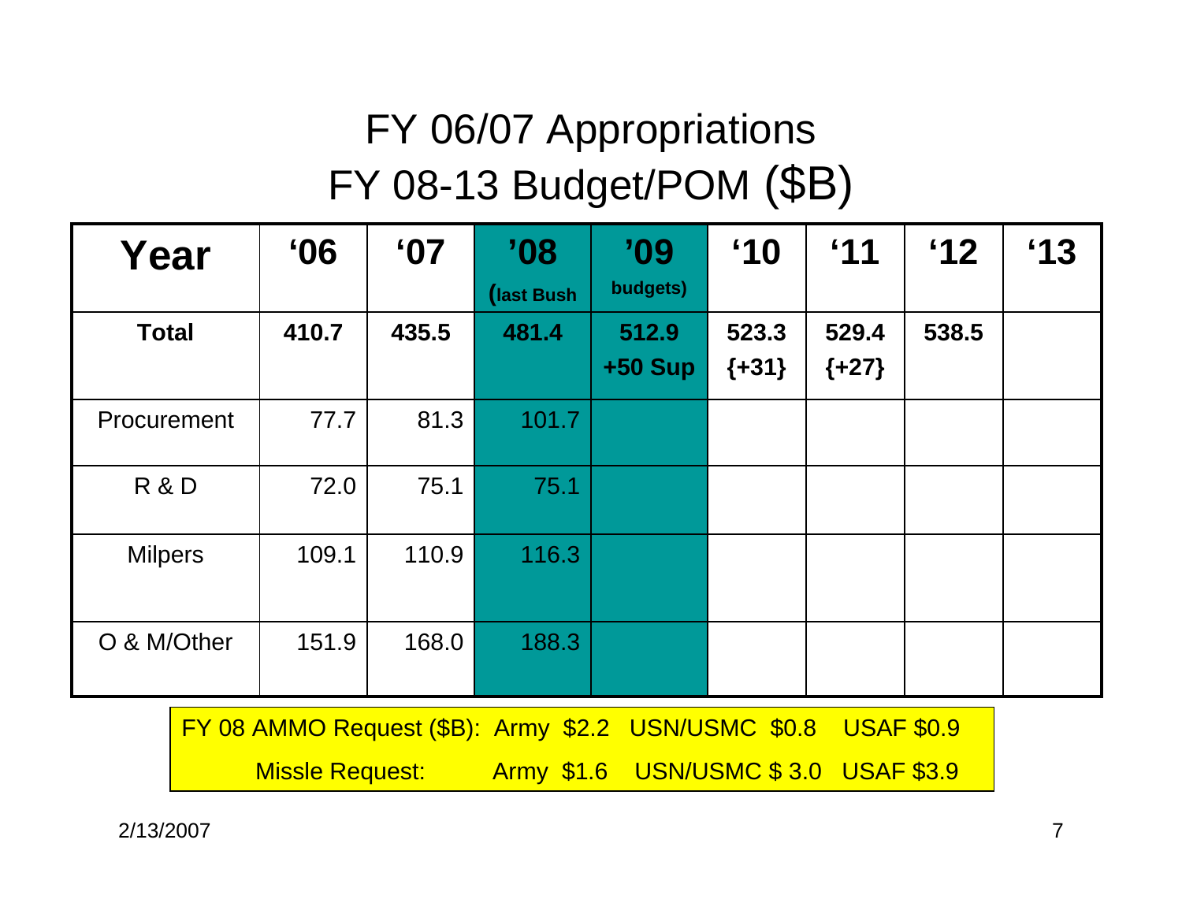# FY 06/07 Appropriations
# FY 08-13 Budget/POM ($B)

| Year | '06 | '07 | '08 (last Bush | '09 budgets) | '10 | '11 | '12 | '13 |
|---|---|---|---|---|---|---|---|---|
| **Total** | **410.7** | **435.5** | **481.4** | **512.9 +50 Sup** | **523.3 {+31}** | **529.4 {+27}** | **538.5** | |
| Procurement | 77.7 | 81.3 | 101.7 | | | | | |
| R & D | 72.0 | 75.1 | 75.1 | | | | | |
| Milpers | 109.1 | 110.9 | 116.3 | | | | | |
| O & M/Other | 151.9 | 168.0 | 188.3 | | | | | |

FY 08 AMMO Request ($B): Army $2.2 USN/USMC $0.8 USAF $0.9

Missle Request: Army $1.6 USN/USMC $ 3.0 USAF $3.9

2/13/2007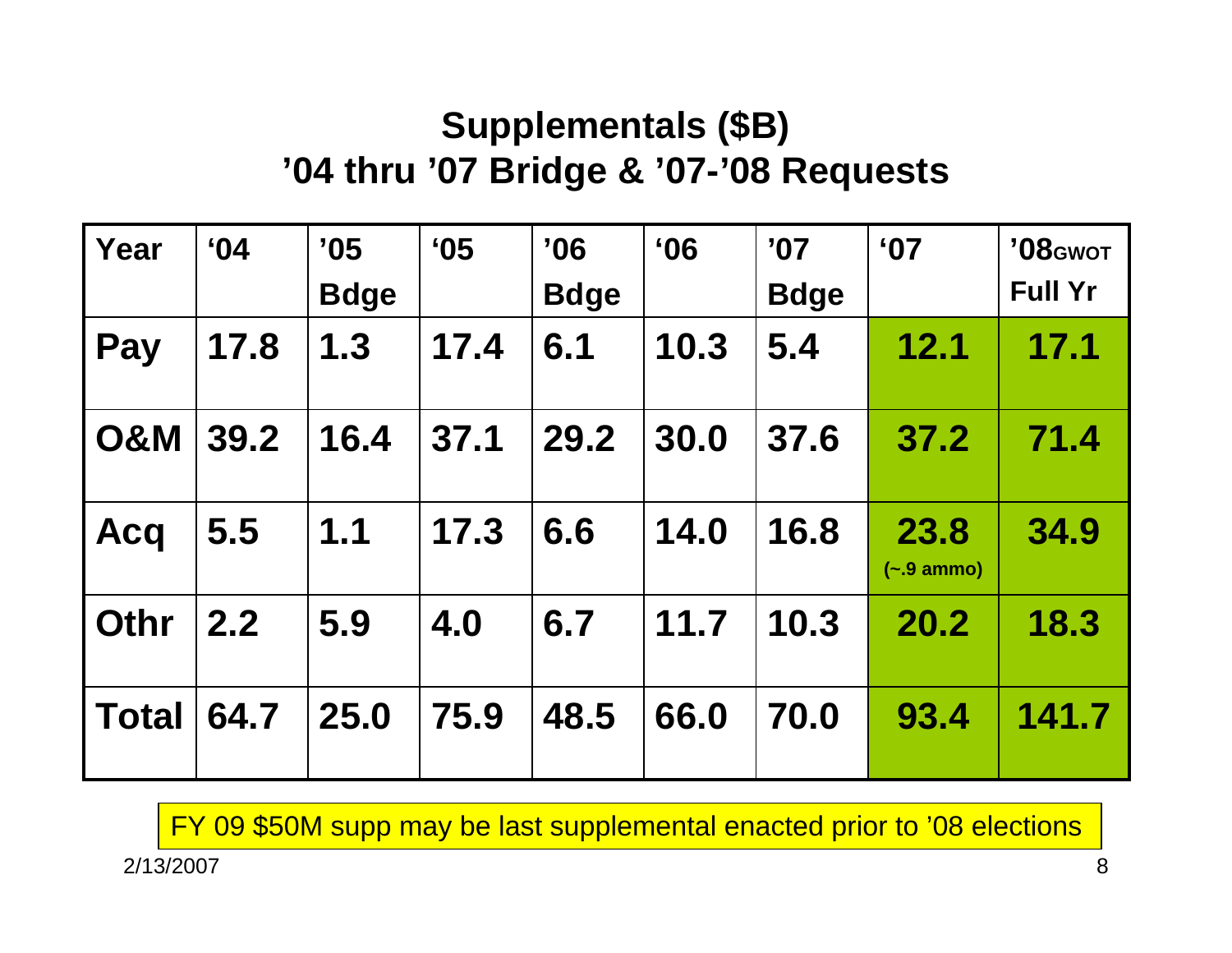## Supplementals ($B)
## ’04 thru ’07 Bridge & ’07-’08 Requests

| Year | ‘04 | ’05 Bdge | ‘05 | ’06 Bdge | ‘06 | ’07 Bdge | ‘07 | ’08GWOT Full Yr |
|---|---|---|---|---|---|---|---|---|
| **Pay** | **17.8** | **1.3** | **17.4** | **6.1** | **10.3** | **5.4** | **12.1** | **17.1** |
| **O&M** | **39.2** | **16.4** | **37.1** | **29.2** | **30.0** | **37.6** | **37.2** | **71.4** |
| **Acq** | **5.5** | **1.1** | **17.3** | **6.6** | **14.0** | **16.8** | **23.8** (~.9 ammo) | **34.9** |
| **Othr** | **2.2** | **5.9** | **4.0** | **6.7** | **11.7** | **10.3** | **20.2** | **18.3** |
| **Total** | **64.7** | **25.0** | **75.9** | **48.5** | **66.0** | **70.0** | **93.4** | **141.7** |

FY 09 $50M supp may be last supplemental enacted prior to ’08 elections

2/13/2007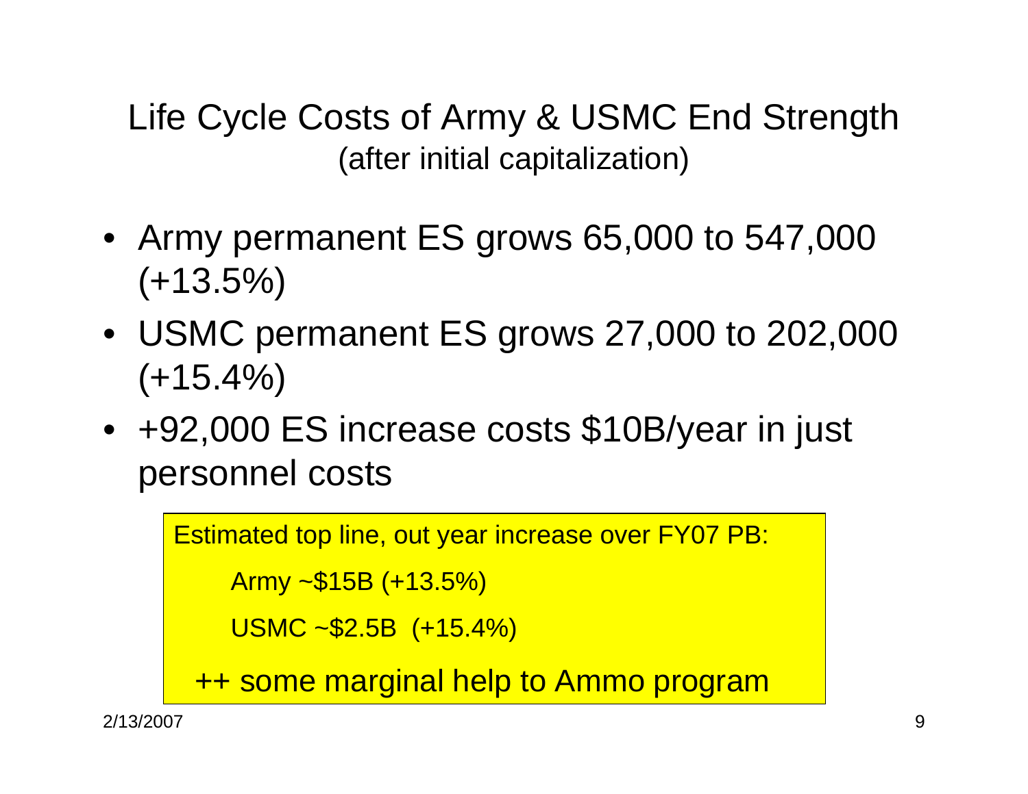# Life Cycle Costs of Army & USMC End Strength

(after initial capitalization)

- Army permanent ES grows 65,000 to 547,000 (+13.5%)
- USMC permanent ES grows 27,000 to 202,000 (+15.4%)
- +92,000 ES increase costs $10B/year in just personnel costs

Estimated top line, out year increase over FY07 PB:

Army ~$15B (+13.5%)

USMC ~$2.5B (+15.4%)

++ some marginal help to Ammo program

2/13/2007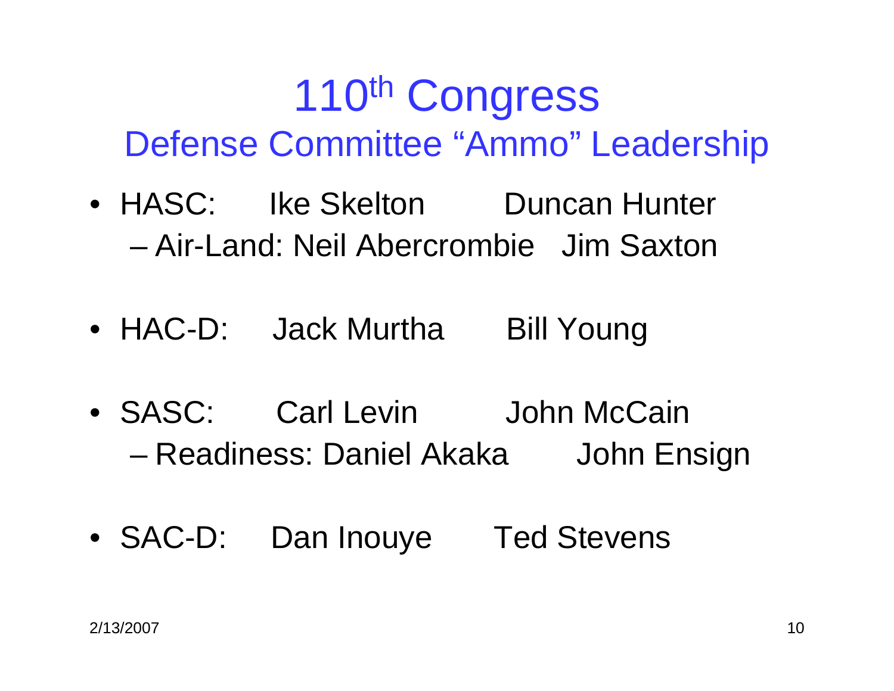# 110th Congress

## Defense Committee “Ammo” Leadership

- HASC: Ike Skelton Duncan Hunter
  - Air-Land: Neil Abercrombie Jim Saxton
- HAC-D: Jack Murtha Bill Young
- SASC: Carl Levin John McCain
  - Readiness: Daniel Akaka John Ensign
- SAC-D: Dan Inouye Ted Stevens

2/13/2007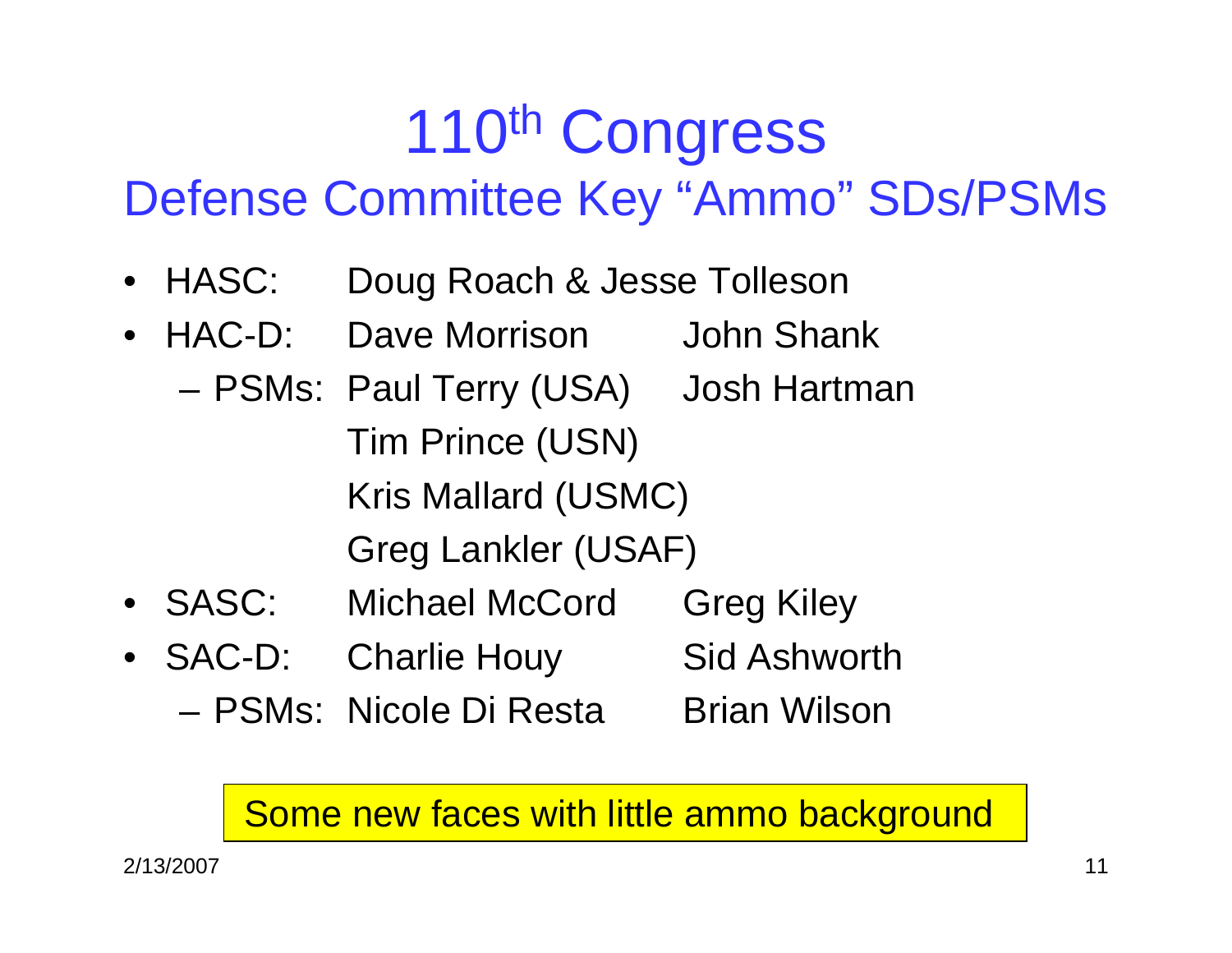# 110th Congress

## Defense Committee Key "Ammo" SDs/PSMs

- HASC: Doug Roach & Jesse Tolleson
- HAC-D: Dave Morrison John Shank
  - PSMs: Paul Terry (USA) Josh Hartman
    Tim Prince (USN)
    Kris Mallard (USMC)
    Greg Lankler (USAF)
- SASC: Michael McCord Greg Kiley
- SAC-D: Charlie Houy Sid Ashworth
  - PSMs: Nicole Di Resta Brian Wilson

Some new faces with little ammo background

2/13/2007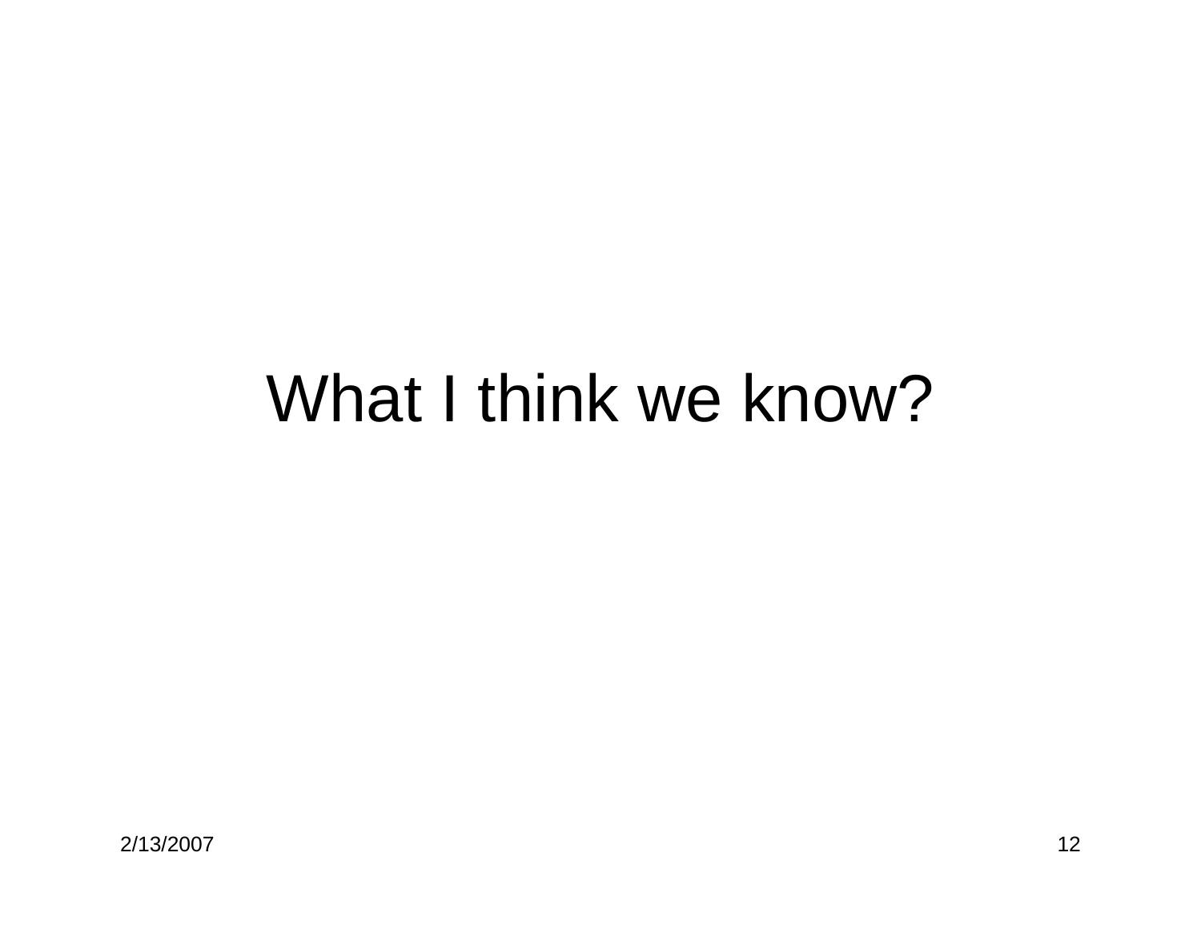# What I think we know?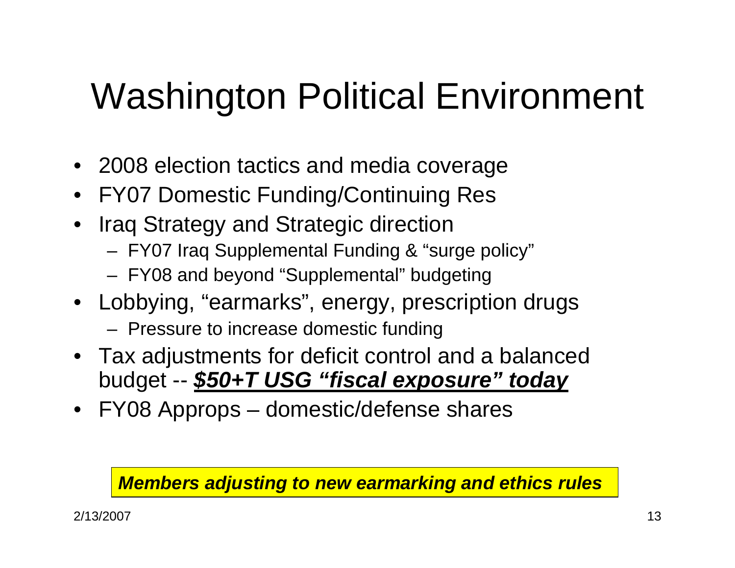# Washington Political Environment

- 2008 election tactics and media coverage
- FY07 Domestic Funding/Continuing Res
- Iraq Strategy and Strategic direction
  - FY07 Iraq Supplemental Funding & "surge policy"
  - FY08 and beyond "Supplemental" budgeting
- Lobbying, "earmarks", energy, prescription drugs
  - Pressure to increase domestic funding
- Tax adjustments for deficit control and a balanced budget -- ***<u>$50+T USG "fiscal exposure" today</u>***
- FY08 Approps – domestic/defense shares

***Members adjusting to new earmarking and ethics rules***

2/13/2007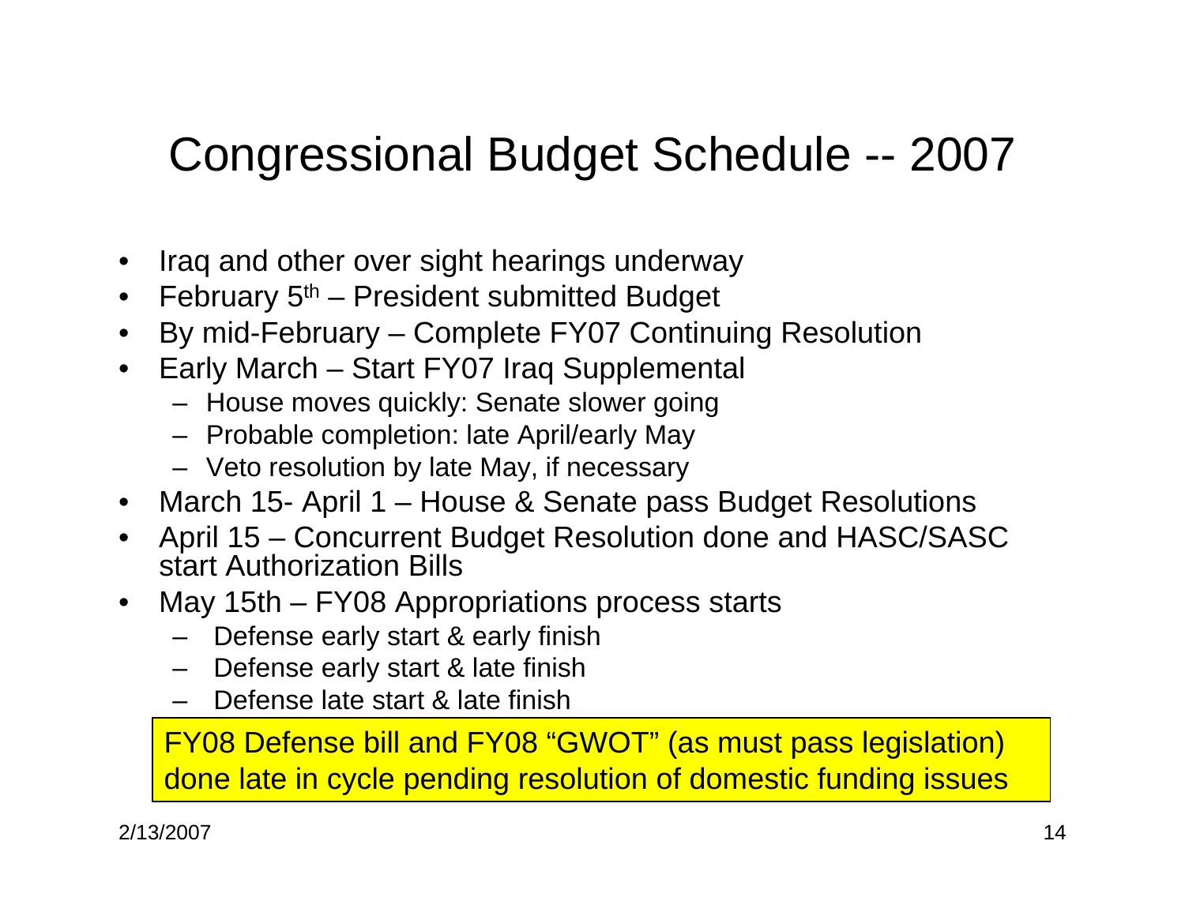# Congressional Budget Schedule -- 2007

- Iraq and other over sight hearings underway
- February 5th – President submitted Budget
- By mid-February – Complete FY07 Continuing Resolution
- Early March – Start FY07 Iraq Supplemental
  - House moves quickly: Senate slower going
  - Probable completion: late April/early May
  - Veto resolution by late May, if necessary
- March 15- April 1 – House & Senate pass Budget Resolutions
- April 15 – Concurrent Budget Resolution done and HASC/SASC start Authorization Bills
- May 15th – FY08 Appropriations process starts
  - Defense early start & early finish
  - Defense early start & late finish
  - Defense late start & late finish

FY08 Defense bill and FY08 "GWOT" (as must pass legislation) done late in cycle pending resolution of domestic funding issues

2/13/2007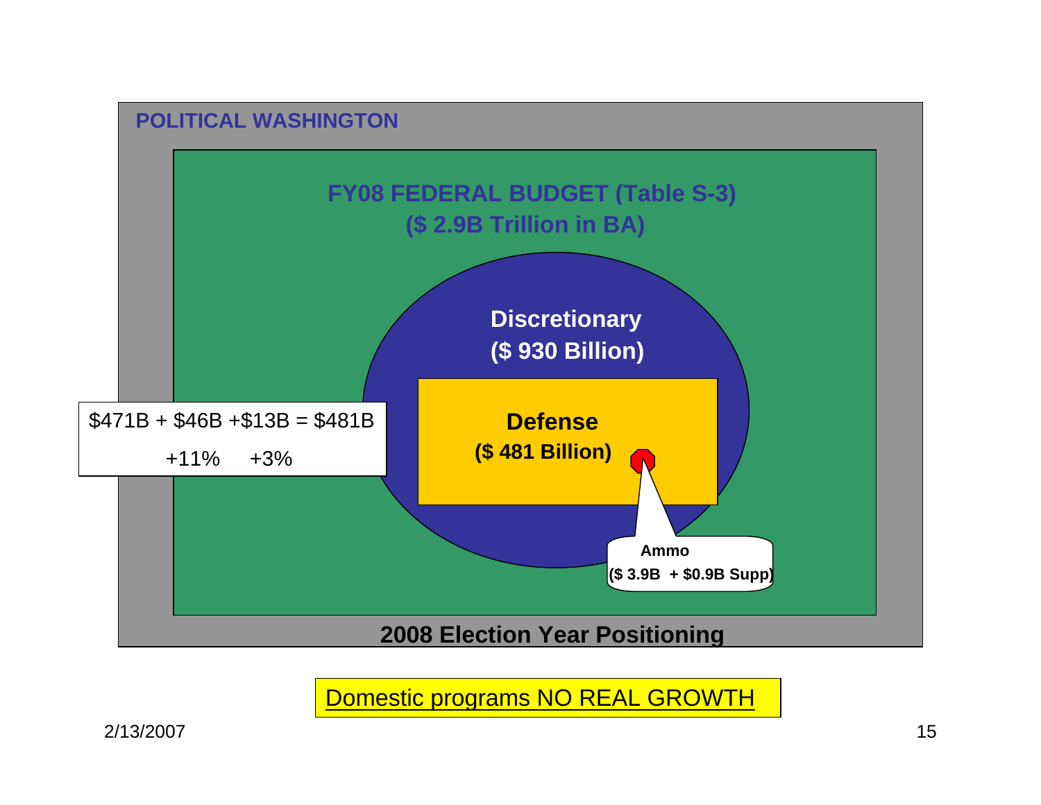**POLITICAL WASHINGTON**

**FY08 FEDERAL BUDGET (Table S-3)**
**($ 2.9B Trillion in BA)**

**Discretionary**
**($ 930 Billion)**

**Defense**
**($ 481 Billion)**

$471B + $46B +$13B = $481B

+11%     +3%

**Ammo**
**($ 3.9B  + $0.9B Supp)**

**2008 Election Year Positioning**

Domestic programs NO REAL GROWTH

2/13/2007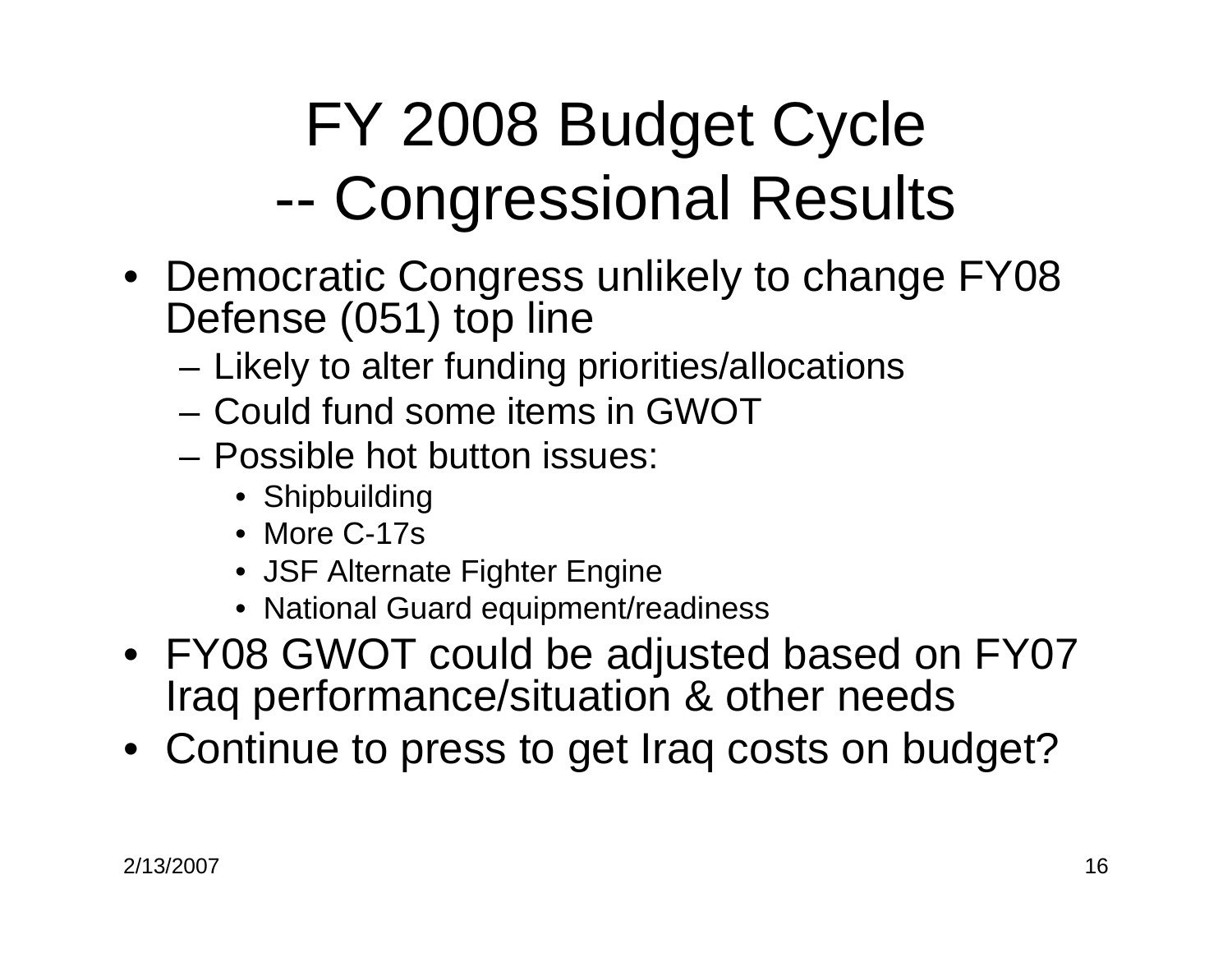# FY 2008 Budget Cycle -- Congressional Results

- Democratic Congress unlikely to change FY08 Defense (051) top line
  - Likely to alter funding priorities/allocations
  - Could fund some items in GWOT
  - Possible hot button issues:
    - Shipbuilding
    - More C-17s
    - JSF Alternate Fighter Engine
    - National Guard equipment/readiness
- FY08 GWOT could be adjusted based on FY07 Iraq performance/situation & other needs
- Continue to press to get Iraq costs on budget?

2/13/2007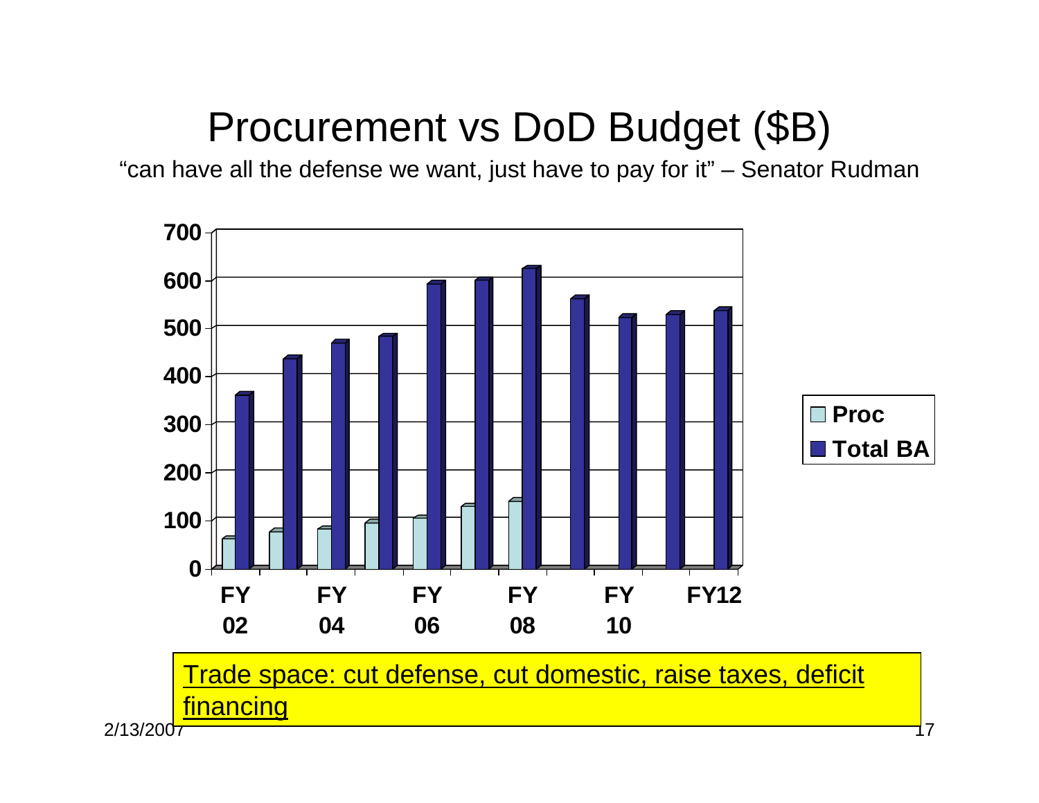# Procurement vs DoD Budget ($B)

"can have all the defense we want, just have to pay for it" – Senator Rudman

| | FY02 | FY03 | FY04 | FY05 | FY06 | FY07 | FY08 | FY09 | FY10 | FY11 | FY12 |
|---|---|---|---|---|---|---|---|---|---|---|---|
| Proc | 62 | 78 | 83 | 96 | 105 | 130 | 140 | | | | |
| Total BA | 360 | 437 | 469 | 482 | 593 | 601 | 624 | 562 | 522 | 528 | 537 |

Trade space: cut defense, cut domestic, raise taxes, deficit financing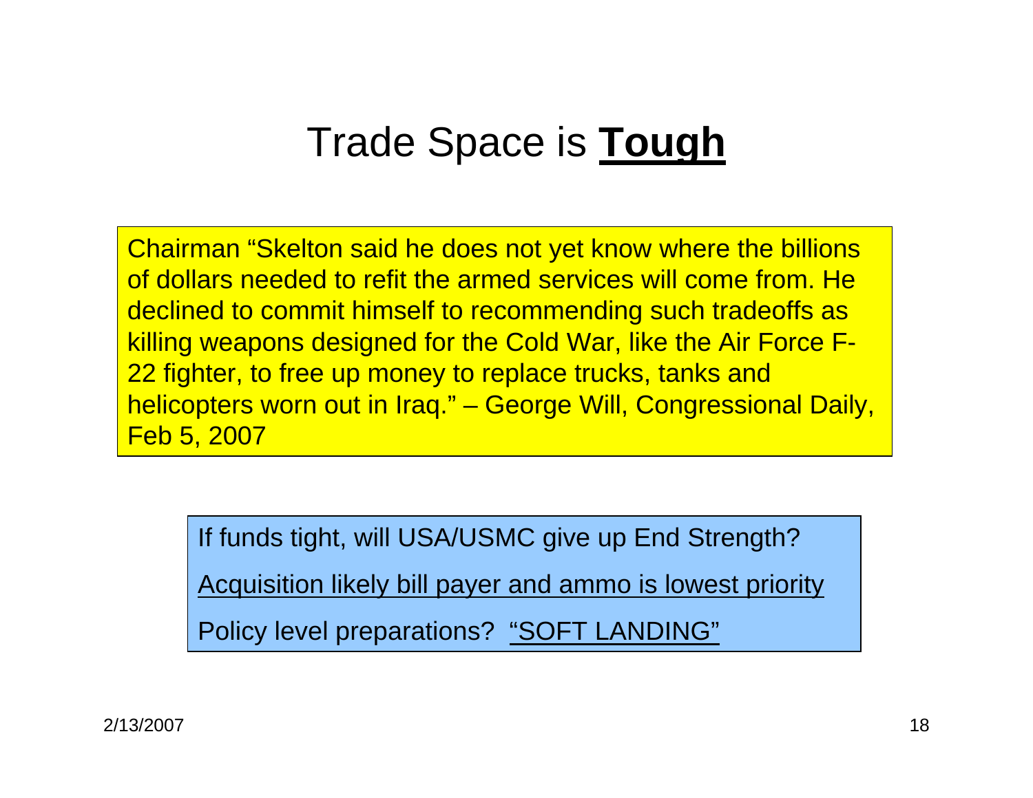# Trade Space is **Tough**

Chairman “Skelton said he does not yet know where the billions of dollars needed to refit the armed services will come from. He declined to commit himself to recommending such tradeoffs as killing weapons designed for the Cold War, like the Air Force F-22 fighter, to free up money to replace trucks, tanks and helicopters worn out in Iraq.” – George Will, Congressional Daily, Feb 5, 2007

If funds tight, will USA/USMC give up End Strength?

Acquisition likely bill payer and ammo is lowest priority

Policy level preparations? “SOFT LANDING”

2/13/2007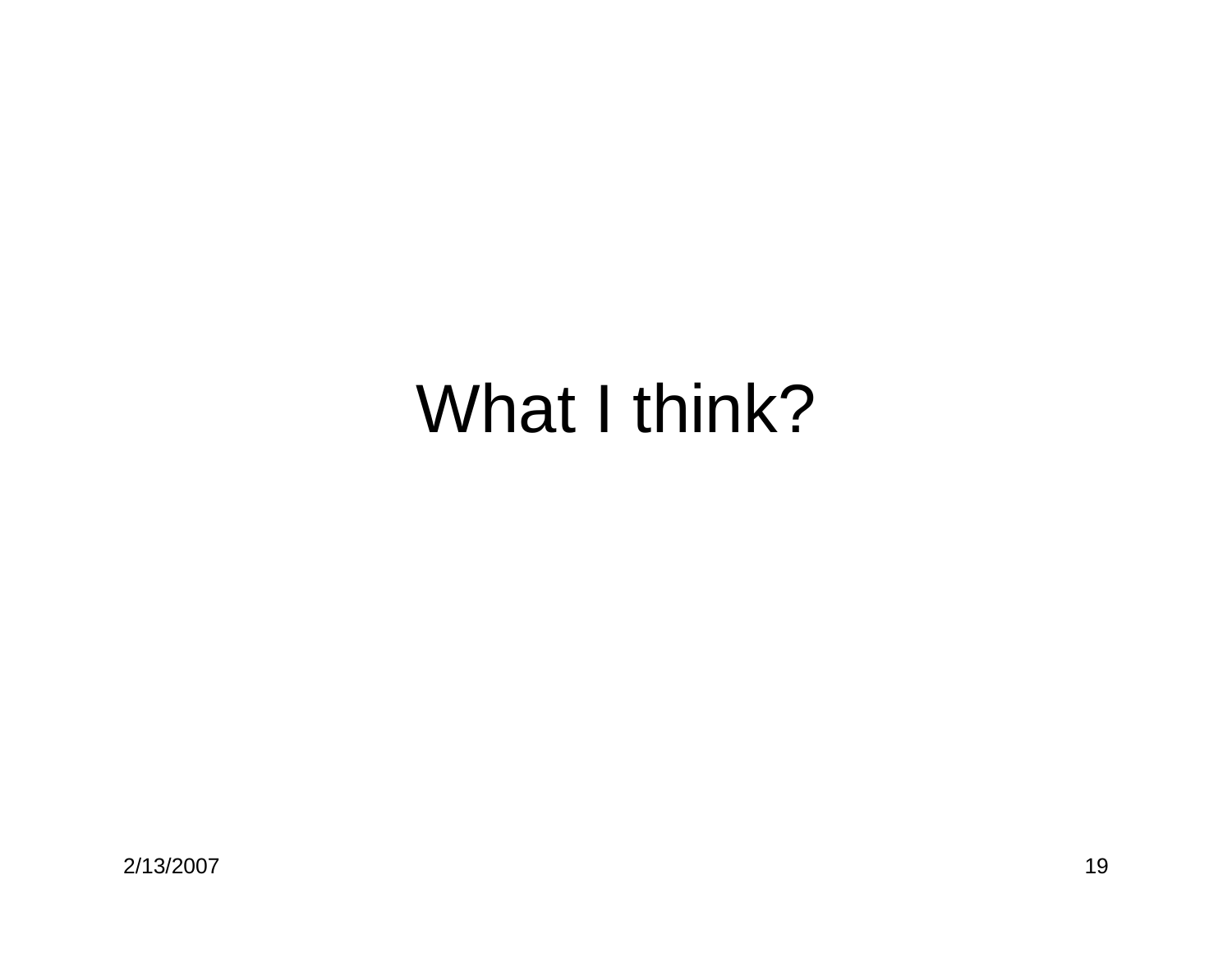# What I think?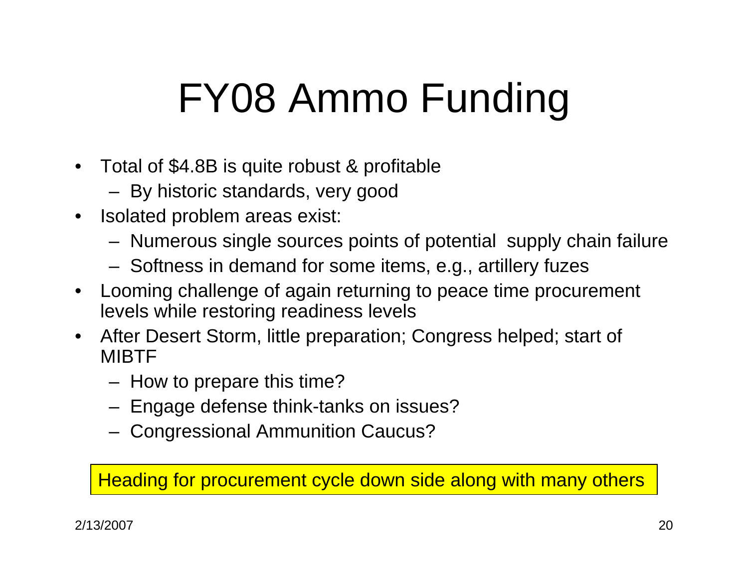# FY08 Ammo Funding

- Total of $4.8B is quite robust & profitable
  - By historic standards, very good
- Isolated problem areas exist:
  - Numerous single sources points of potential supply chain failure
  - Softness in demand for some items, e.g., artillery fuzes
- Looming challenge of again returning to peace time procurement levels while restoring readiness levels
- After Desert Storm, little preparation; Congress helped; start of MIBTF
  - How to prepare this time?
  - Engage defense think-tanks on issues?
  - Congressional Ammunition Caucus?

Heading for procurement cycle down side along with many others

2/13/2007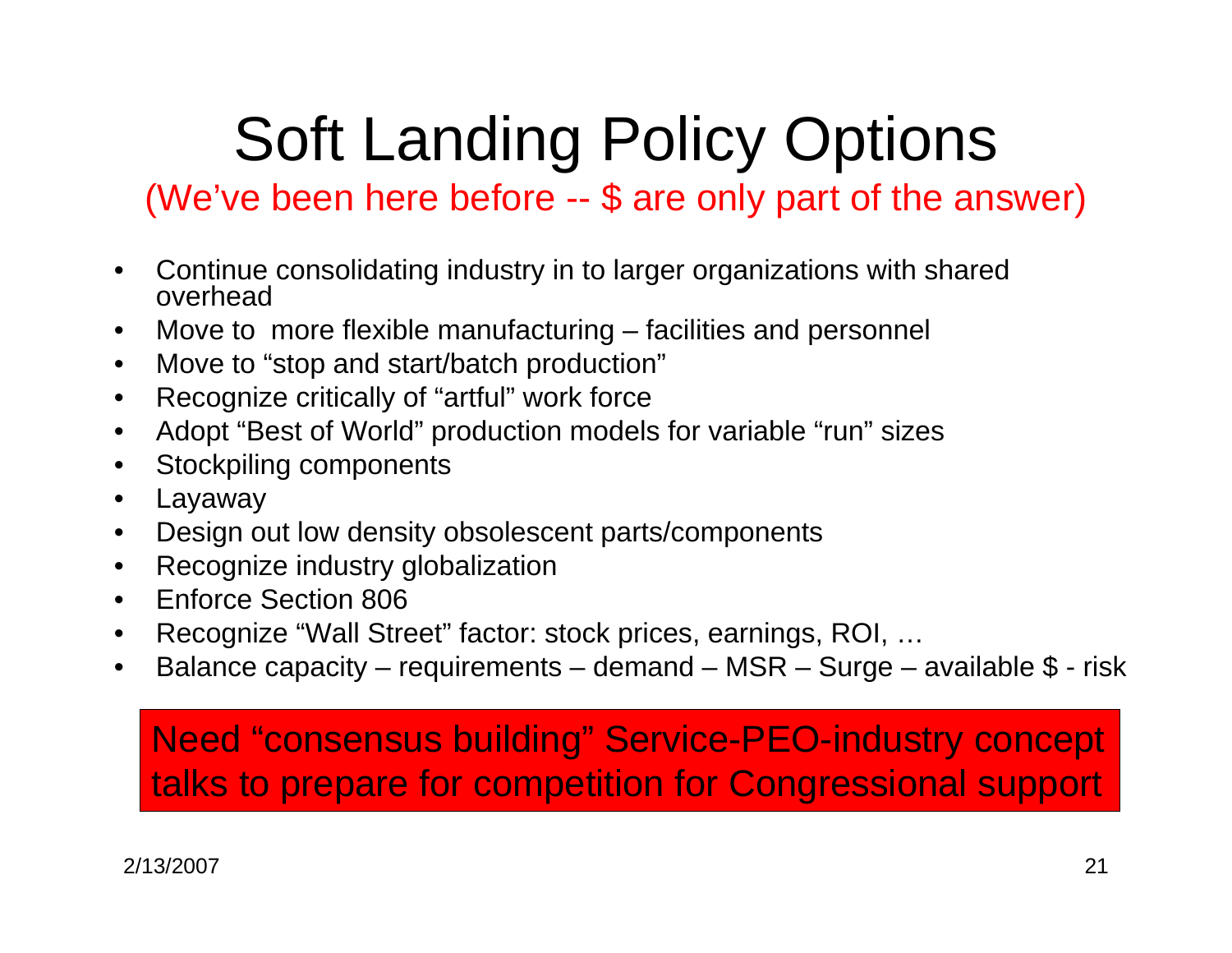# Soft Landing Policy Options

(We've been here before -- $ are only part of the answer)

- Continue consolidating industry in to larger organizations with shared overhead
- Move to more flexible manufacturing – facilities and personnel
- Move to "stop and start/batch production"
- Recognize critically of "artful" work force
- Adopt "Best of World" production models for variable "run" sizes
- Stockpiling components
- Layaway
- Design out low density obsolescent parts/components
- Recognize industry globalization
- Enforce Section 806
- Recognize "Wall Street" factor: stock prices, earnings, ROI, …
- Balance capacity – requirements – demand – MSR – Surge – available $ - risk

Need "consensus building" Service-PEO-industry concept talks to prepare for competition for Congressional support

2/13/2007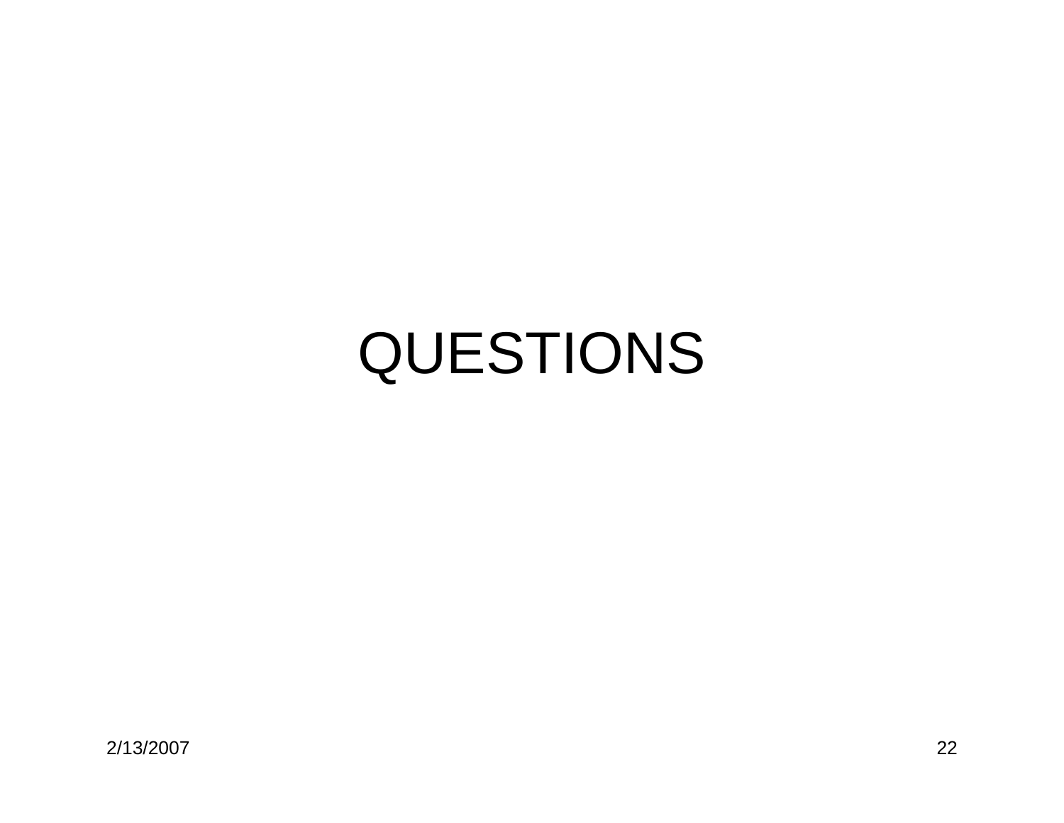# QUESTIONS